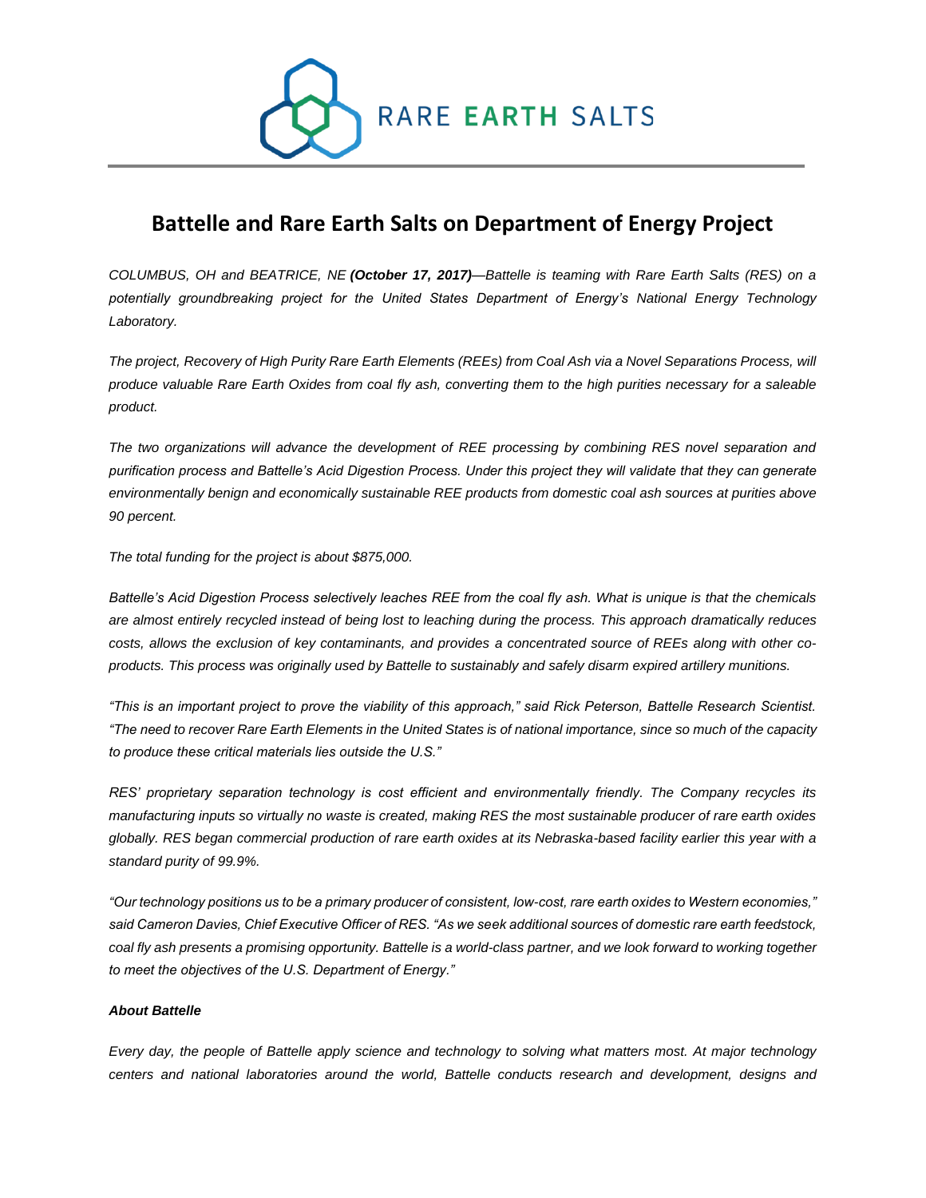RARE **EARTH** SALTS

# Battelle and Rare Earth Salts on Department of Energy Project

*COLUMBUS, OH and BEATRICE, NE **(October 17, 2017)**—Battelle is teaming with Rare Earth Salts (RES) on a potentially groundbreaking project for the United States Department of Energy's National Energy Technology Laboratory.*

*The project, Recovery of High Purity Rare Earth Elements (REEs) from Coal Ash via a Novel Separations Process, will produce valuable Rare Earth Oxides from coal fly ash, converting them to the high purities necessary for a saleable product.*

*The two organizations will advance the development of REE processing by combining RES novel separation and purification process and Battelle's Acid Digestion Process. Under this project they will validate that they can generate environmentally benign and economically sustainable REE products from domestic coal ash sources at purities above 90 percent.*

*The total funding for the project is about $875,000.*

*Battelle's Acid Digestion Process selectively leaches REE from the coal fly ash. What is unique is that the chemicals are almost entirely recycled instead of being lost to leaching during the process. This approach dramatically reduces costs, allows the exclusion of key contaminants, and provides a concentrated source of REEs along with other co-products. This process was originally used by Battelle to sustainably and safely disarm expired artillery munitions.*

*"This is an important project to prove the viability of this approach," said Rick Peterson, Battelle Research Scientist. "The need to recover Rare Earth Elements in the United States is of national importance, since so much of the capacity to produce these critical materials lies outside the U.S."*

*RES' proprietary separation technology is cost efficient and environmentally friendly. The Company recycles its manufacturing inputs so virtually no waste is created, making RES the most sustainable producer of rare earth oxides globally. RES began commercial production of rare earth oxides at its Nebraska-based facility earlier this year with a standard purity of 99.9%.*

*"Our technology positions us to be a primary producer of consistent, low-cost, rare earth oxides to Western economies," said Cameron Davies, Chief Executive Officer of RES. "As we seek additional sources of domestic rare earth feedstock, coal fly ash presents a promising opportunity. Battelle is a world-class partner, and we look forward to working together to meet the objectives of the U.S. Department of Energy."*

***About Battelle***

*Every day, the people of Battelle apply science and technology to solving what matters most. At major technology centers and national laboratories around the world, Battelle conducts research and development, designs and*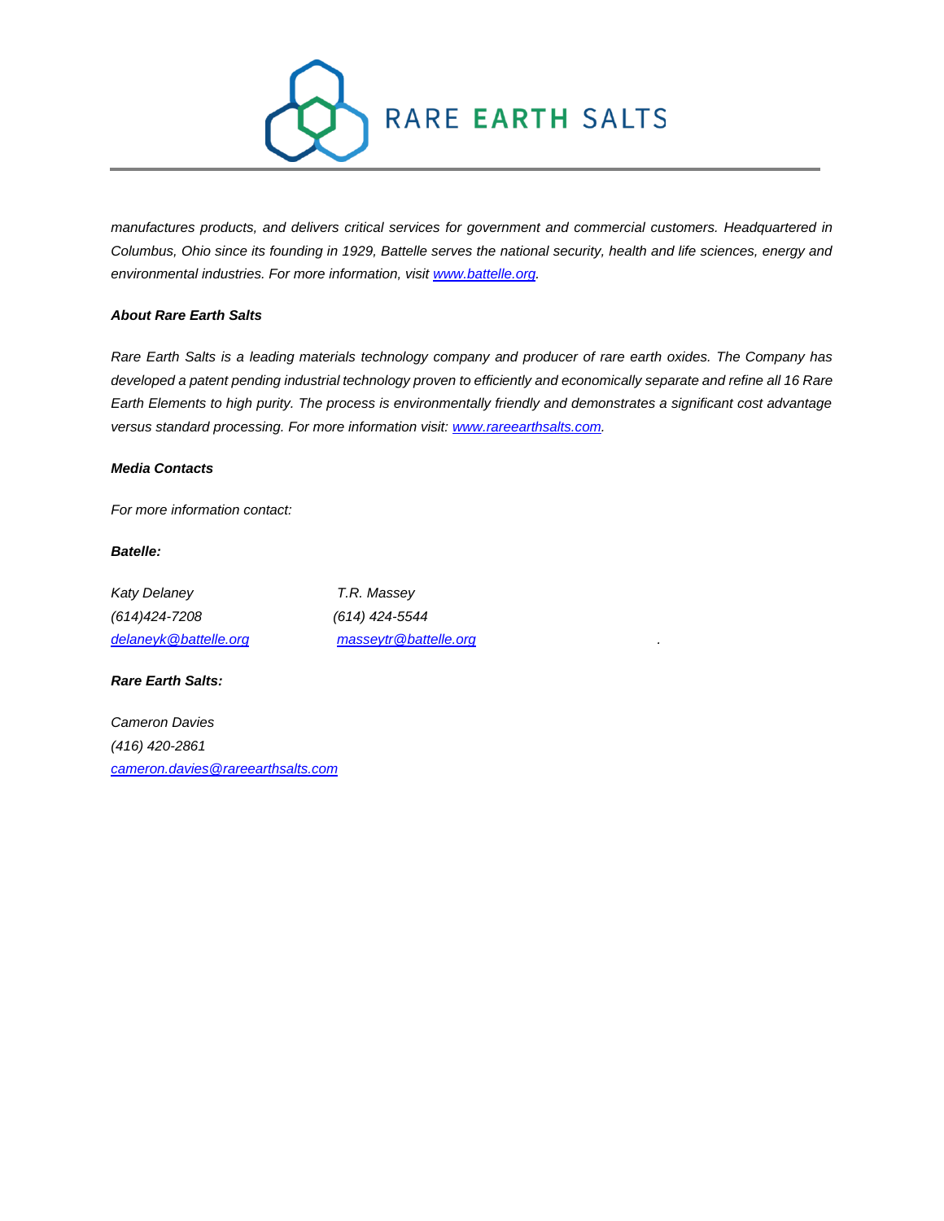*manufactures products, and delivers critical services for government and commercial customers. Headquartered in Columbus, Ohio since its founding in 1929, Battelle serves the national security, health and life sciences, energy and environmental industries. For more information, visit [www.battelle.org](http://www.battelle.org).*

***About Rare Earth Salts***

*Rare Earth Salts is a leading materials technology company and producer of rare earth oxides. The Company has developed a patent pending industrial technology proven to efficiently and economically separate and refine all 16 Rare Earth Elements to high purity. The process is environmentally friendly and demonstrates a significant cost advantage versus standard processing. For more information visit: [www.rareearthsalts.com](http://www.rareearthsalts.com).*

***Media Contacts***

*For more information contact:*

***Batelle:***

*Katy Delaney*
*(614)424-7208*
*[delaneyk@battelle.org](mailto:delaneyk@battelle.org)*

*T.R. Massey*
*(614) 424-5544*
*[masseytr@battelle.org](mailto:masseytr@battelle.org)*

***Rare Earth Salts:***

*Cameron Davies*
*(416) 420-2861*
*[cameron.davies@rareearthsalts.com](mailto:cameron.davies@rareearthsalts.com)*